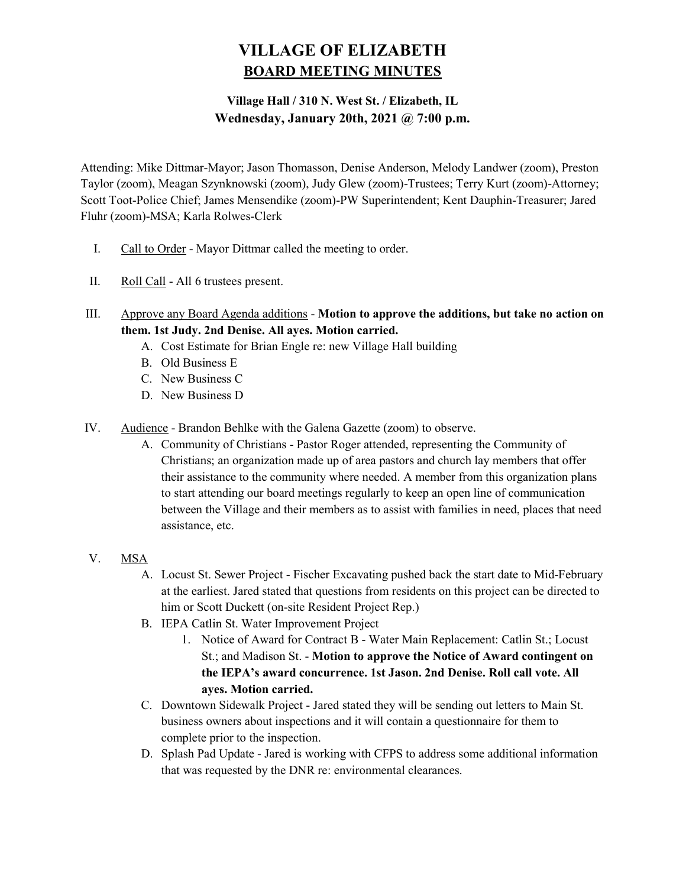# VILLAGE OF ELIZABETH

## BOARD MEETING MINUTES

### Village Hall / 310 N. West St. / Elizabeth, IL
### Wednesday, January 20th, 2021 @ 7:00 p.m.

Attending: Mike Dittmar-Mayor; Jason Thomasson, Denise Anderson, Melody Landwer (zoom), Preston Taylor (zoom), Meagan Szynknowski (zoom), Judy Glew (zoom)-Trustees; Terry Kurt (zoom)-Attorney; Scott Toot-Police Chief; James Mensendike (zoom)-PW Superintendent; Kent Dauphin-Treasurer; Jared Fluhr (zoom)-MSA; Karla Rolwes-Clerk

I. Call to Order - Mayor Dittmar called the meeting to order.

II. Roll Call - All 6 trustees present.

III. Approve any Board Agenda additions - **Motion to approve the additions, but take no action on them. 1st Judy. 2nd Denise. All ayes. Motion carried.**
   A. Cost Estimate for Brian Engle re: new Village Hall building
   B. Old Business E
   C. New Business C
   D. New Business D

IV. Audience - Brandon Behlke with the Galena Gazette (zoom) to observe.
   A. Community of Christians - Pastor Roger attended, representing the Community of Christians; an organization made up of area pastors and church lay members that offer their assistance to the community where needed. A member from this organization plans to start attending our board meetings regularly to keep an open line of communication between the Village and their members as to assist with families in need, places that need assistance, etc.

V. MSA
   A. Locust St. Sewer Project - Fischer Excavating pushed back the start date to Mid-February at the earliest. Jared stated that questions from residents on this project can be directed to him or Scott Duckett (on-site Resident Project Rep.)
   B. IEPA Catlin St. Water Improvement Project
      1. Notice of Award for Contract B - Water Main Replacement: Catlin St.; Locust St.; and Madison St. - **Motion to approve the Notice of Award contingent on the IEPA's award concurrence. 1st Jason. 2nd Denise. Roll call vote. All ayes. Motion carried.**
   C. Downtown Sidewalk Project - Jared stated they will be sending out letters to Main St. business owners about inspections and it will contain a questionnaire for them to complete prior to the inspection.
   D. Splash Pad Update - Jared is working with CFPS to address some additional information that was requested by the DNR re: environmental clearances.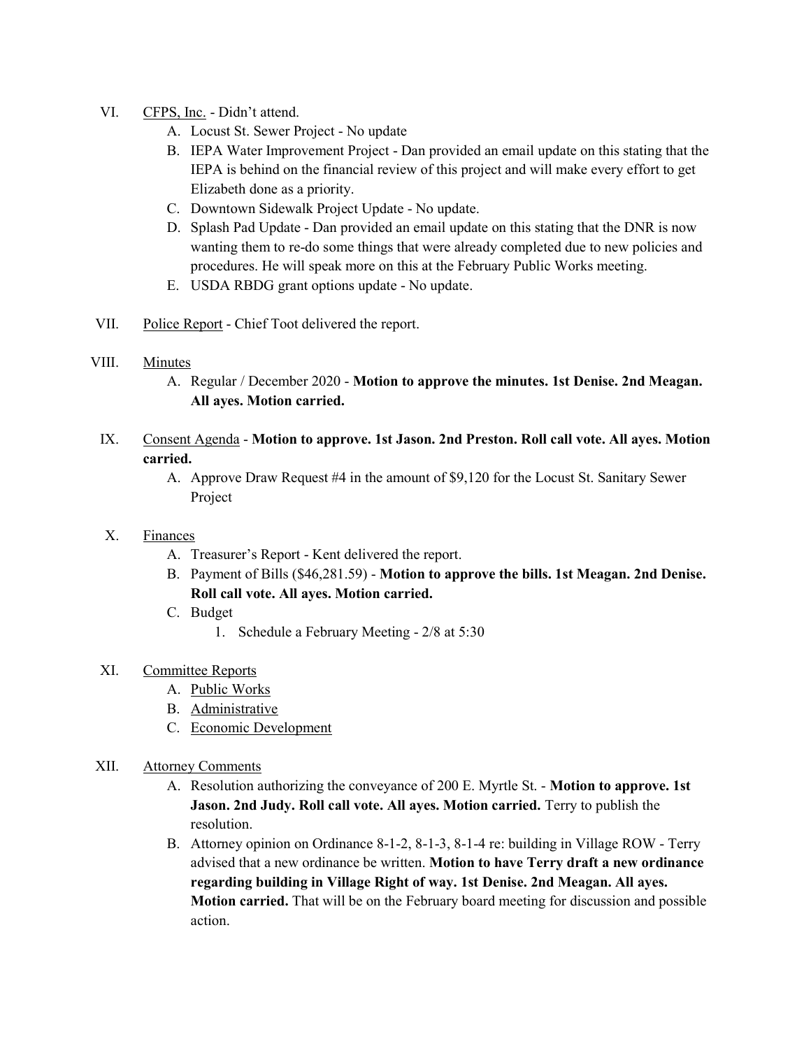VI. <u>CFPS, Inc.</u> - Didn't attend.
   A. Locust St. Sewer Project - No update
   B. IEPA Water Improvement Project - Dan provided an email update on this stating that the IEPA is behind on the financial review of this project and will make every effort to get Elizabeth done as a priority.
   C. Downtown Sidewalk Project Update - No update.
   D. Splash Pad Update - Dan provided an email update on this stating that the DNR is now wanting them to re-do some things that were already completed due to new policies and procedures. He will speak more on this at the February Public Works meeting.
   E. USDA RBDG grant options update - No update.

VII. <u>Police Report</u> - Chief Toot delivered the report.

VIII. <u>Minutes</u>
   A. Regular / December 2020 - **Motion to approve the minutes. 1st Denise. 2nd Meagan. All ayes. Motion carried.**

IX. <u>Consent Agenda</u> - **Motion to approve. 1st Jason. 2nd Preston. Roll call vote. All ayes. Motion carried.**
   A. Approve Draw Request #4 in the amount of $9,120 for the Locust St. Sanitary Sewer Project

X. <u>Finances</u>
   A. Treasurer's Report - Kent delivered the report.
   B. Payment of Bills ($46,281.59) - **Motion to approve the bills. 1st Meagan. 2nd Denise. Roll call vote. All ayes. Motion carried.**
   C. Budget
      1. Schedule a February Meeting - 2/8 at 5:30

XI. <u>Committee Reports</u>
   A. <u>Public Works</u>
   B. <u>Administrative</u>
   C. <u>Economic Development</u>

XII. <u>Attorney Comments</u>
   A. Resolution authorizing the conveyance of 200 E. Myrtle St. - **Motion to approve. 1st Jason. 2nd Judy. Roll call vote. All ayes. Motion carried.** Terry to publish the resolution.
   B. Attorney opinion on Ordinance 8-1-2, 8-1-3, 8-1-4 re: building in Village ROW - Terry advised that a new ordinance be written. **Motion to have Terry draft a new ordinance regarding building in Village Right of way. 1st Denise. 2nd Meagan. All ayes. Motion carried.** That will be on the February board meeting for discussion and possible action.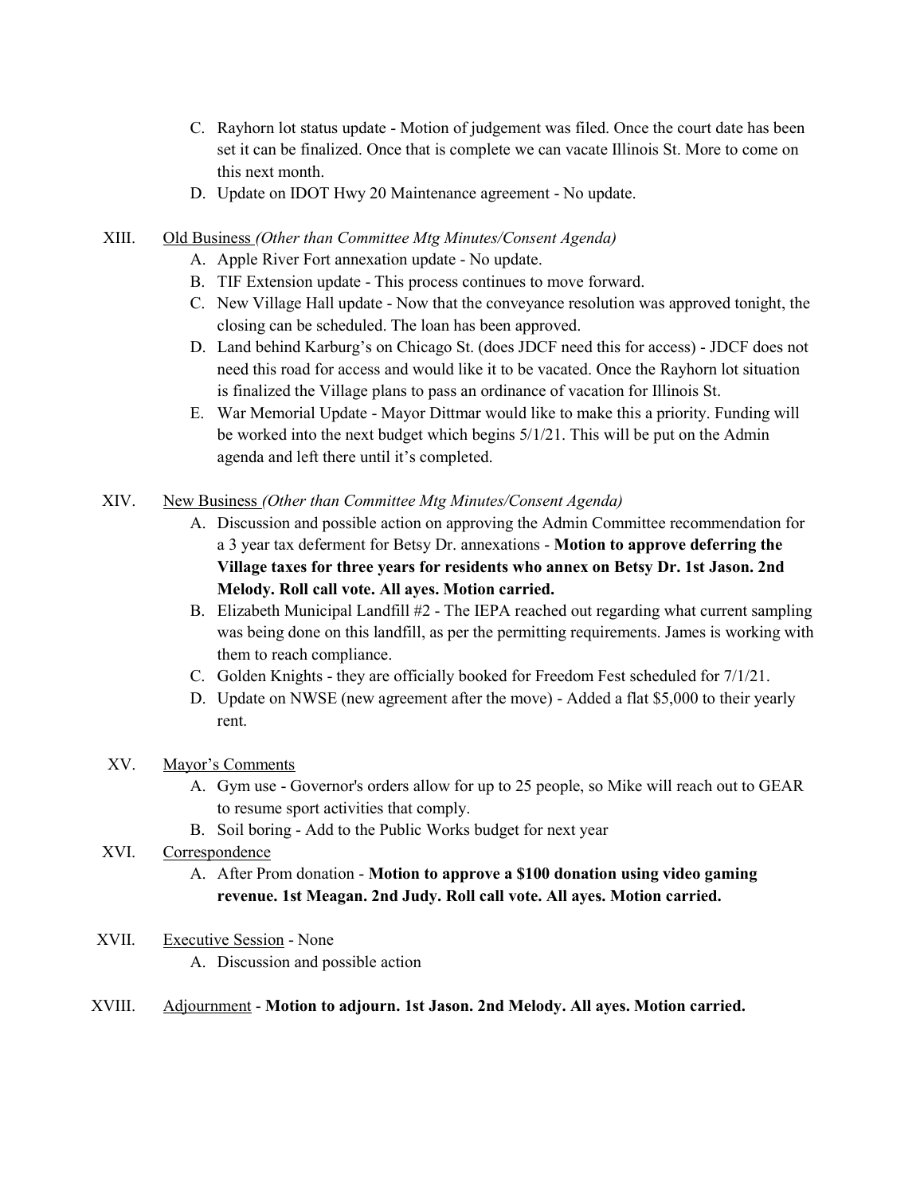C. Rayhorn lot status update - Motion of judgement was filed. Once the court date has been set it can be finalized. Once that is complete we can vacate Illinois St. More to come on this next month.

D. Update on IDOT Hwy 20 Maintenance agreement - No update.

XIII. <u>Old Business</u> *(Other than Committee Mtg Minutes/Consent Agenda)*

A. Apple River Fort annexation update - No update.

B. TIF Extension update - This process continues to move forward.

C. New Village Hall update - Now that the conveyance resolution was approved tonight, the closing can be scheduled. The loan has been approved.

D. Land behind Karburg's on Chicago St. (does JDCF need this for access) - JDCF does not need this road for access and would like it to be vacated. Once the Rayhorn lot situation is finalized the Village plans to pass an ordinance of vacation for Illinois St.

E. War Memorial Update - Mayor Dittmar would like to make this a priority. Funding will be worked into the next budget which begins 5/1/21. This will be put on the Admin agenda and left there until it's completed.

XIV. <u>New Business</u> *(Other than Committee Mtg Minutes/Consent Agenda)*

A. Discussion and possible action on approving the Admin Committee recommendation for a 3 year tax deferment for Betsy Dr. annexations - **Motion to approve deferring the Village taxes for three years for residents who annex on Betsy Dr. 1st Jason. 2nd Melody. Roll call vote. All ayes. Motion carried.**

B. Elizabeth Municipal Landfill #2 - The IEPA reached out regarding what current sampling was being done on this landfill, as per the permitting requirements. James is working with them to reach compliance.

C. Golden Knights - they are officially booked for Freedom Fest scheduled for 7/1/21.

D. Update on NWSE (new agreement after the move) - Added a flat $5,000 to their yearly rent.

XV. <u>Mayor's Comments</u>

A. Gym use - Governor's orders allow for up to 25 people, so Mike will reach out to GEAR to resume sport activities that comply.

B. Soil boring - Add to the Public Works budget for next year

XVI. <u>Correspondence</u>

A. After Prom donation - **Motion to approve a $100 donation using video gaming revenue. 1st Meagan. 2nd Judy. Roll call vote. All ayes. Motion carried.**

XVII. <u>Executive Session</u> - None

A. Discussion and possible action

XVIII. <u>Adjournment</u> - **Motion to adjourn. 1st Jason. 2nd Melody. All ayes. Motion carried.**